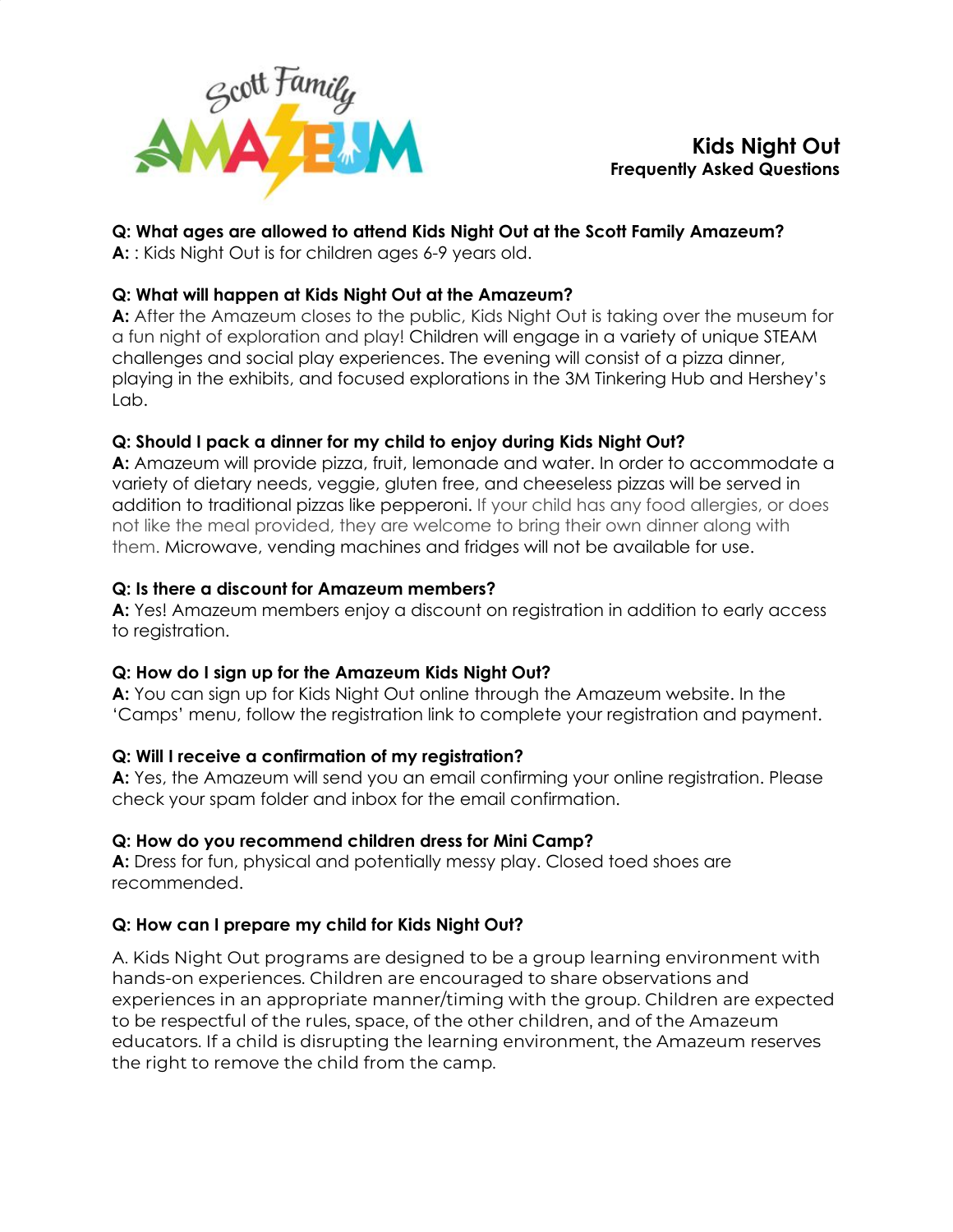Scott Family AMAZEUM

# Kids Night Out
## Frequently Asked Questions

**Q: What ages are allowed to attend Kids Night Out at the Scott Family Amazeum?**
**A:** : Kids Night Out is for children ages 6-9 years old.

**Q: What will happen at Kids Night Out at the Amazeum?**
**A:** After the Amazeum closes to the public, Kids Night Out is taking over the museum for a fun night of exploration and play! Children will engage in a variety of unique STEAM challenges and social play experiences. The evening will consist of a pizza dinner, playing in the exhibits, and focused explorations in the 3M Tinkering Hub and Hershey's Lab.

**Q: Should I pack a dinner for my child to enjoy during Kids Night Out?**
**A:** Amazeum will provide pizza, fruit, lemonade and water. In order to accommodate a variety of dietary needs, veggie, gluten free, and cheeseless pizzas will be served in addition to traditional pizzas like pepperoni. If your child has any food allergies, or does not like the meal provided, they are welcome to bring their own dinner along with them. Microwave, vending machines and fridges will not be available for use.

**Q: Is there a discount for Amazeum members?**
**A:** Yes! Amazeum members enjoy a discount on registration in addition to early access to registration.

**Q: How do I sign up for the Amazeum Kids Night Out?**
**A:** You can sign up for Kids Night Out online through the Amazeum website. In the 'Camps' menu, follow the registration link to complete your registration and payment.

**Q: Will I receive a confirmation of my registration?**
**A:** Yes, the Amazeum will send you an email confirming your online registration. Please check your spam folder and inbox for the email confirmation.

**Q: How do you recommend children dress for Mini Camp?**
**A:** Dress for fun, physical and potentially messy play. Closed toed shoes are recommended.

**Q: How can I prepare my child for Kids Night Out?**

A. Kids Night Out programs are designed to be a group learning environment with hands-on experiences. Children are encouraged to share observations and experiences in an appropriate manner/timing with the group. Children are expected to be respectful of the rules, space, of the other children, and of the Amazeum educators. If a child is disrupting the learning environment, the Amazeum reserves the right to remove the child from the camp.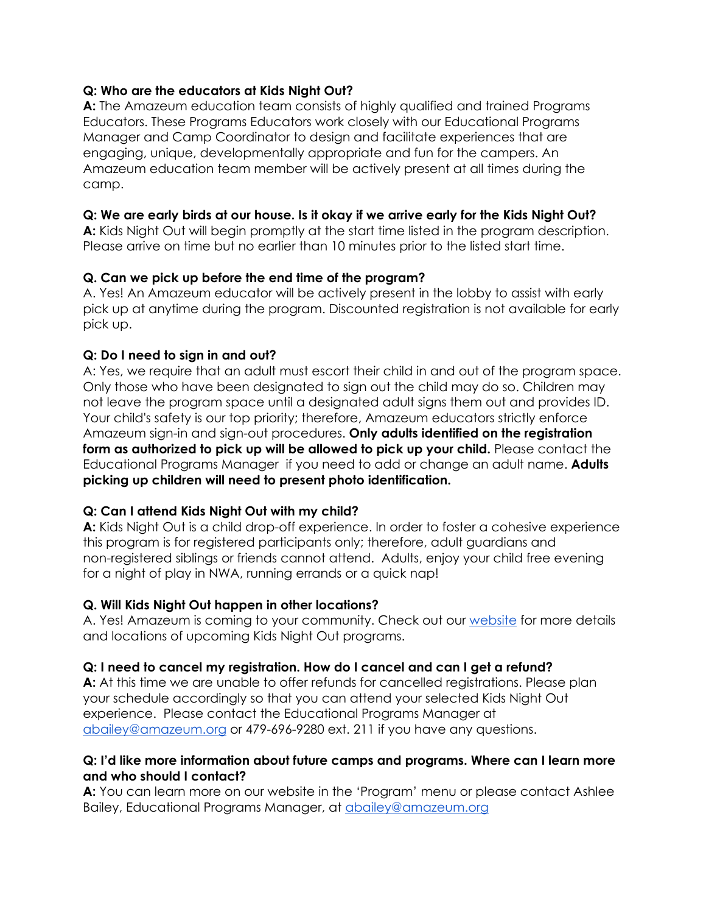**Q: Who are the educators at Kids Night Out?**

**A:** The Amazeum education team consists of highly qualified and trained Programs Educators. These Programs Educators work closely with our Educational Programs Manager and Camp Coordinator to design and facilitate experiences that are engaging, unique, developmentally appropriate and fun for the campers. An Amazeum education team member will be actively present at all times during the camp.

**Q: We are early birds at our house. Is it okay if we arrive early for the Kids Night Out?**

**A:** Kids Night Out will begin promptly at the start time listed in the program description. Please arrive on time but no earlier than 10 minutes prior to the listed start time.

**Q. Can we pick up before the end time of the program?**

A. Yes! An Amazeum educator will be actively present in the lobby to assist with early pick up at anytime during the program. Discounted registration is not available for early pick up.

**Q: Do I need to sign in and out?**

A: Yes, we require that an adult must escort their child in and out of the program space. Only those who have been designated to sign out the child may do so. Children may not leave the program space until a designated adult signs them out and provides ID. Your child's safety is our top priority; therefore, Amazeum educators strictly enforce Amazeum sign-in and sign-out procedures. **Only adults identified on the registration form as authorized to pick up will be allowed to pick up your child.** Please contact the Educational Programs Manager if you need to add or change an adult name. **Adults picking up children will need to present photo identification.**

**Q: Can I attend Kids Night Out with my child?**

**A:** Kids Night Out is a child drop-off experience. In order to foster a cohesive experience this program is for registered participants only; therefore, adult guardians and non-registered siblings or friends cannot attend. Adults, enjoy your child free evening for a night of play in NWA, running errands or a quick nap!

**Q. Will Kids Night Out happen in other locations?**

A. Yes! Amazeum is coming to your community. Check out our [website](website) for more details and locations of upcoming Kids Night Out programs.

**Q: I need to cancel my registration. How do I cancel and can I get a refund?**

**A:** At this time we are unable to offer refunds for cancelled registrations. Please plan your schedule accordingly so that you can attend your selected Kids Night Out experience. Please contact the Educational Programs Manager at [abailey@amazeum.org](mailto:abailey@amazeum.org) or 479-696-9280 ext. 211 if you have any questions.

**Q: I'd like more information about future camps and programs. Where can I learn more and who should I contact?**

**A:** You can learn more on our website in the 'Program' menu or please contact Ashlee Bailey, Educational Programs Manager, at [abailey@amazeum.org](mailto:abailey@amazeum.org)